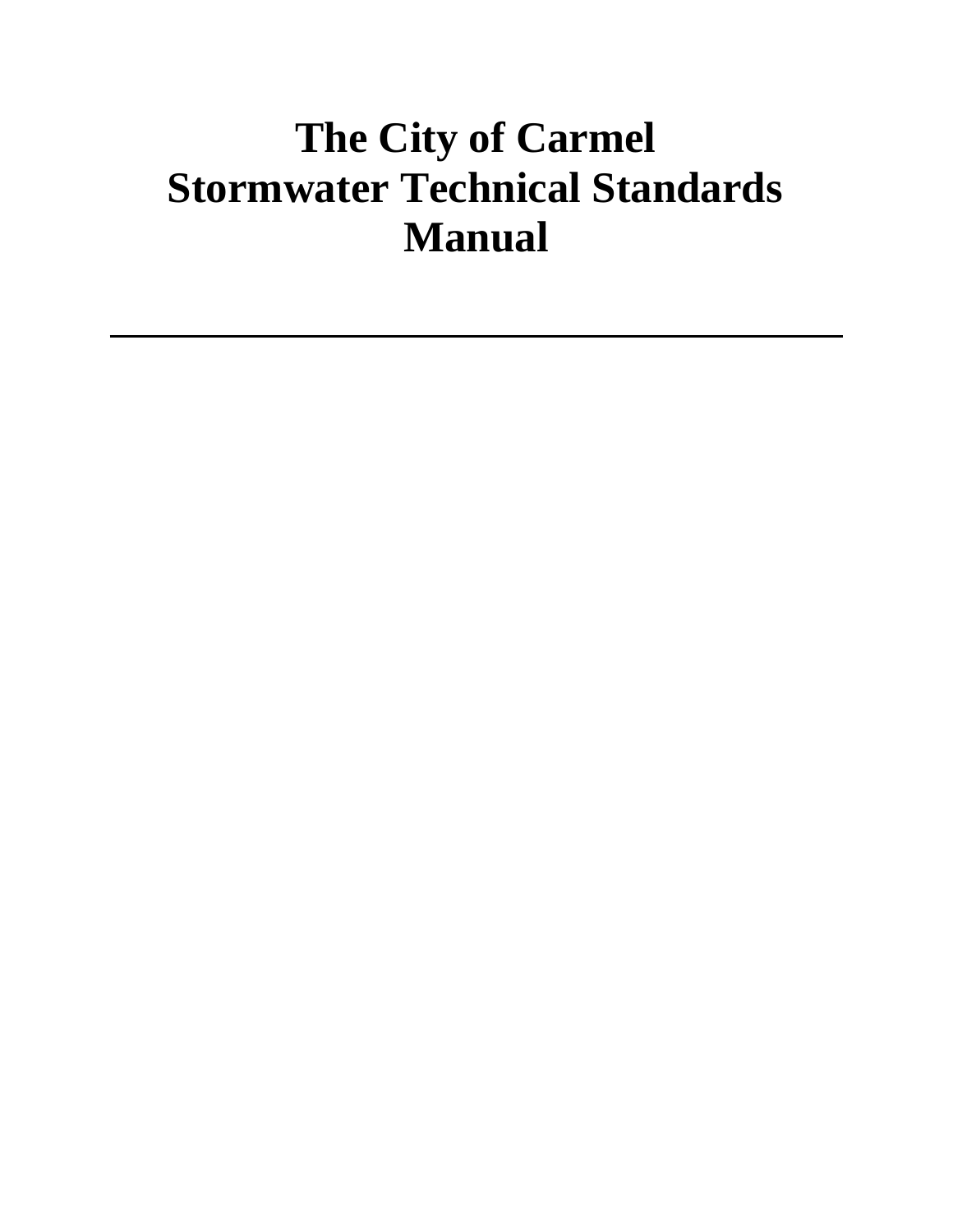# The City of Carmel Stormwater Technical Standards Manual

---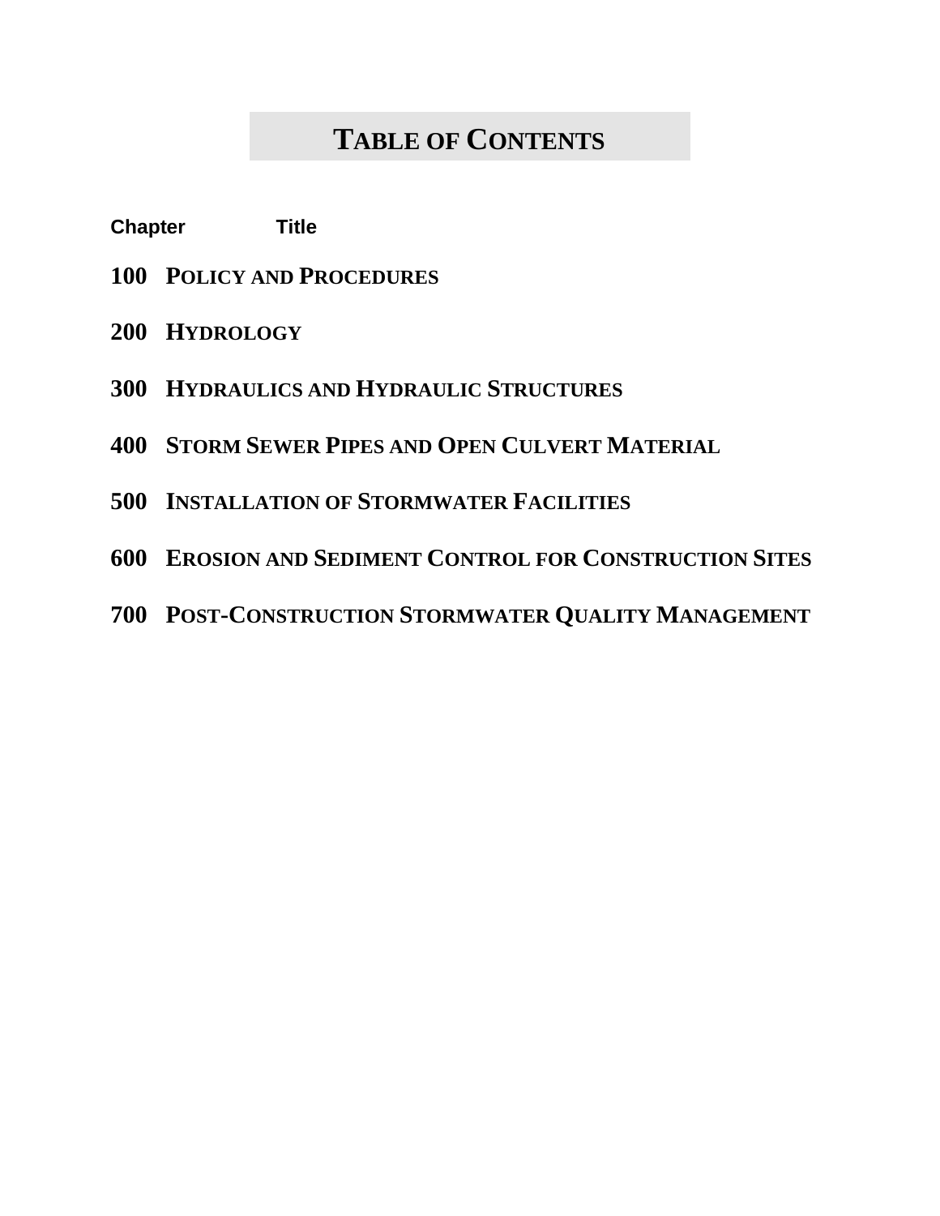# Table of Contents

| Chapter | Title |
| --- | --- |
| **100** | **Policy and Procedures** |
| **200** | **Hydrology** |
| **300** | **Hydraulics and Hydraulic Structures** |
| **400** | **Storm Sewer Pipes and Open Culvert Material** |
| **500** | **Installation of Stormwater Facilities** |
| **600** | **Erosion and Sediment Control for Construction Sites** |
| **700** | **Post-Construction Stormwater Quality Management** |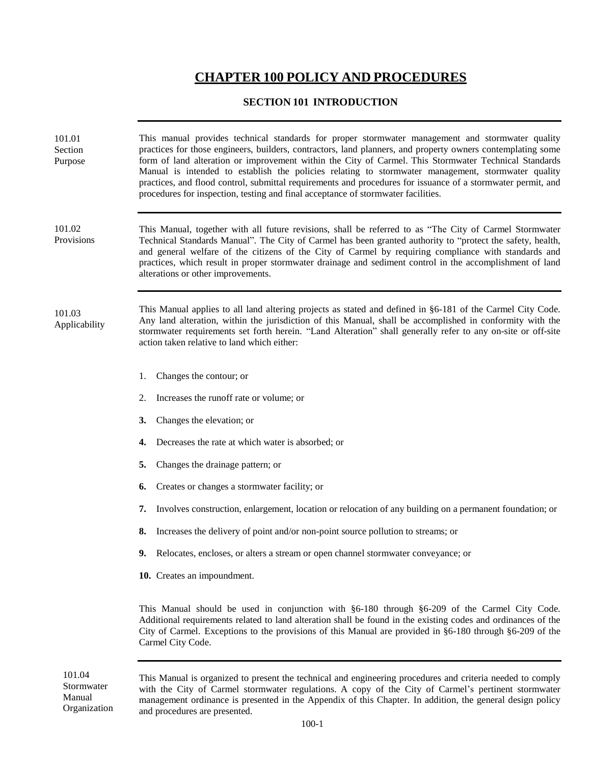# CHAPTER 100 POLICY AND PROCEDURES

## SECTION 101 INTRODUCTION

**101.01 Section Purpose**

This manual provides technical standards for proper stormwater management and stormwater quality practices for those engineers, builders, contractors, land planners, and property owners contemplating some form of land alteration or improvement within the City of Carmel. This Stormwater Technical Standards Manual is intended to establish the policies relating to stormwater management, stormwater quality practices, and flood control, submittal requirements and procedures for issuance of a stormwater permit, and procedures for inspection, testing and final acceptance of stormwater facilities.

**101.02 Provisions**

This Manual, together with all future revisions, shall be referred to as "The City of Carmel Stormwater Technical Standards Manual". The City of Carmel has been granted authority to "protect the safety, health, and general welfare of the citizens of the City of Carmel by requiring compliance with standards and practices, which result in proper stormwater drainage and sediment control in the accomplishment of land alterations or other improvements.

**101.03 Applicability**

This Manual applies to all land altering projects as stated and defined in §6-181 of the Carmel City Code. Any land alteration, within the jurisdiction of this Manual, shall be accomplished in conformity with the stormwater requirements set forth herein. "Land Alteration" shall generally refer to any on-site or off-site action taken relative to land which either:

1. Changes the contour; or
2. Increases the runoff rate or volume; or
3. Changes the elevation; or
4. Decreases the rate at which water is absorbed; or
5. Changes the drainage pattern; or
6. Creates or changes a stormwater facility; or
7. Involves construction, enlargement, location or relocation of any building on a permanent foundation; or
8. Increases the delivery of point and/or non-point source pollution to streams; or
9. Relocates, encloses, or alters a stream or open channel stormwater conveyance; or
10. Creates an impoundment.

This Manual should be used in conjunction with §6-180 through §6-209 of the Carmel City Code. Additional requirements related to land alteration shall be found in the existing codes and ordinances of the City of Carmel. Exceptions to the provisions of this Manual are provided in §6-180 through §6-209 of the Carmel City Code.

**101.04 Stormwater Manual Organization**

This Manual is organized to present the technical and engineering procedures and criteria needed to comply with the City of Carmel stormwater regulations. A copy of the City of Carmel's pertinent stormwater management ordinance is presented in the Appendix of this Chapter. In addition, the general design policy and procedures are presented.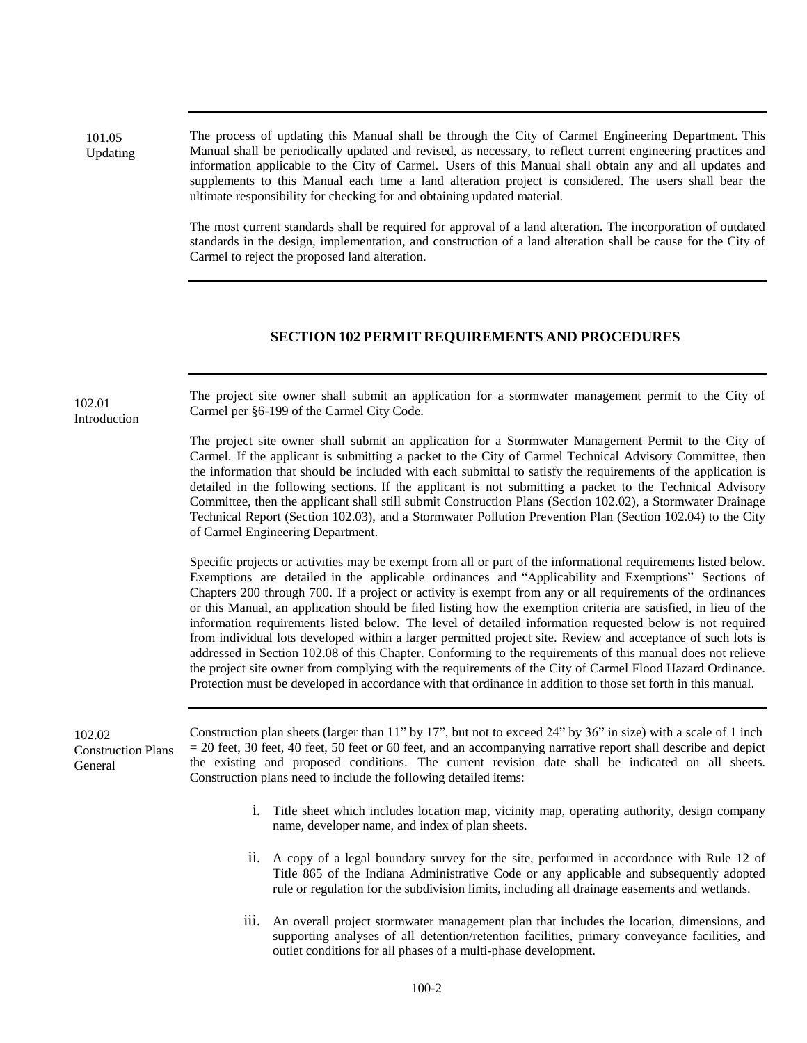**101.05 Updating**

The process of updating this Manual shall be through the City of Carmel Engineering Department. This Manual shall be periodically updated and revised, as necessary, to reflect current engineering practices and information applicable to the City of Carmel. Users of this Manual shall obtain any and all updates and supplements to this Manual each time a land alteration project is considered. The users shall bear the ultimate responsibility for checking for and obtaining updated material.

The most current standards shall be required for approval of a land alteration. The incorporation of outdated standards in the design, implementation, and construction of a land alteration shall be cause for the City of Carmel to reject the proposed land alteration.

## SECTION 102 PERMIT REQUIREMENTS AND PROCEDURES

**102.01 Introduction**

The project site owner shall submit an application for a stormwater management permit to the City of Carmel per §6-199 of the Carmel City Code.

The project site owner shall submit an application for a Stormwater Management Permit to the City of Carmel. If the applicant is submitting a packet to the City of Carmel Technical Advisory Committee, then the information that should be included with each submittal to satisfy the requirements of the application is detailed in the following sections. If the applicant is not submitting a packet to the Technical Advisory Committee, then the applicant shall still submit Construction Plans (Section 102.02), a Stormwater Drainage Technical Report (Section 102.03), and a Stormwater Pollution Prevention Plan (Section 102.04) to the City of Carmel Engineering Department.

Specific projects or activities may be exempt from all or part of the informational requirements listed below. Exemptions are detailed in the applicable ordinances and "Applicability and Exemptions" Sections of Chapters 200 through 700. If a project or activity is exempt from any or all requirements of the ordinances or this Manual, an application should be filed listing how the exemption criteria are satisfied, in lieu of the information requirements listed below. The level of detailed information requested below is not required from individual lots developed within a larger permitted project site. Review and acceptance of such lots is addressed in Section 102.08 of this Chapter. Conforming to the requirements of this manual does not relieve the project site owner from complying with the requirements of the City of Carmel Flood Hazard Ordinance. Protection must be developed in accordance with that ordinance in addition to those set forth in this manual.

**102.02 Construction Plans General**

Construction plan sheets (larger than 11" by 17", but not to exceed 24" by 36" in size) with a scale of 1 inch = 20 feet, 30 feet, 40 feet, 50 feet or 60 feet, and an accompanying narrative report shall describe and depict the existing and proposed conditions. The current revision date shall be indicated on all sheets. Construction plans need to include the following detailed items:

i. Title sheet which includes location map, vicinity map, operating authority, design company name, developer name, and index of plan sheets.

ii. A copy of a legal boundary survey for the site, performed in accordance with Rule 12 of Title 865 of the Indiana Administrative Code or any applicable and subsequently adopted rule or regulation for the subdivision limits, including all drainage easements and wetlands.

iii. An overall project stormwater management plan that includes the location, dimensions, and supporting analyses of all detention/retention facilities, primary conveyance facilities, and outlet conditions for all phases of a multi-phase development.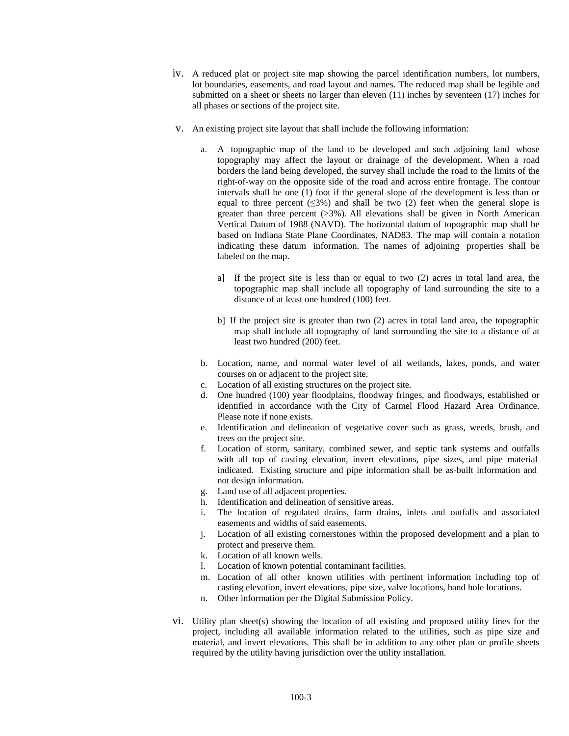iv. A reduced plat or project site map showing the parcel identification numbers, lot numbers, lot boundaries, easements, and road layout and names. The reduced map shall be legible and submitted on a sheet or sheets no larger than eleven (11) inches by seventeen (17) inches for all phases or sections of the project site.

v. An existing project site layout that shall include the following information:

   a. A topographic map of the land to be developed and such adjoining land whose topography may affect the layout or drainage of the development. When a road borders the land being developed, the survey shall include the road to the limits of the right-of-way on the opposite side of the road and across entire frontage. The contour intervals shall be one (1) foot if the general slope of the development is less than or equal to three percent (≤3%) and shall be two (2) feet when the general slope is greater than three percent (>3%). All elevations shall be given in North American Vertical Datum of 1988 (NAVD). The horizontal datum of topographic map shall be based on Indiana State Plane Coordinates, NAD83. The map will contain a notation indicating these datum information. The names of adjoining properties shall be labeled on the map.

      a] If the project site is less than or equal to two (2) acres in total land area, the topographic map shall include all topography of land surrounding the site to a distance of at least one hundred (100) feet.

      b] If the project site is greater than two (2) acres in total land area, the topographic map shall include all topography of land surrounding the site to a distance of at least two hundred (200) feet.

   b. Location, name, and normal water level of all wetlands, lakes, ponds, and water courses on or adjacent to the project site.
   c. Location of all existing structures on the project site.
   d. One hundred (100) year floodplains, floodway fringes, and floodways, established or identified in accordance with the City of Carmel Flood Hazard Area Ordinance. Please note if none exists.
   e. Identification and delineation of vegetative cover such as grass, weeds, brush, and trees on the project site.
   f. Location of storm, sanitary, combined sewer, and septic tank systems and outfalls with all top of casting elevation, invert elevations, pipe sizes, and pipe material indicated. Existing structure and pipe information shall be as-built information and not design information.
   g. Land use of all adjacent properties.
   h. Identification and delineation of sensitive areas.
   i. The location of regulated drains, farm drains, inlets and outfalls and associated easements and widths of said easements.
   j. Location of all existing cornerstones within the proposed development and a plan to protect and preserve them.
   k. Location of all known wells.
   l. Location of known potential contaminant facilities.
   m. Location of all other known utilities with pertinent information including top of casting elevation, invert elevations, pipe size, valve locations, hand hole locations.
   n. Other information per the Digital Submission Policy.

vi. Utility plan sheet(s) showing the location of all existing and proposed utility lines for the project, including all available information related to the utilities, such as pipe size and material, and invert elevations. This shall be in addition to any other plan or profile sheets required by the utility having jurisdiction over the utility installation.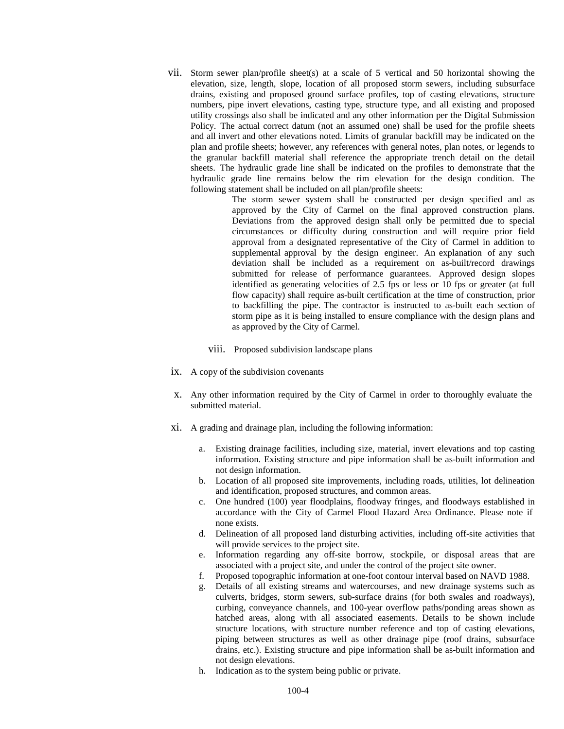vii. Storm sewer plan/profile sheet(s) at a scale of 5 vertical and 50 horizontal showing the elevation, size, length, slope, location of all proposed storm sewers, including subsurface drains, existing and proposed ground surface profiles, top of casting elevations, structure numbers, pipe invert elevations, casting type, structure type, and all existing and proposed utility crossings also shall be indicated and any other information per the Digital Submission Policy. The actual correct datum (not an assumed one) shall be used for the profile sheets and all invert and other elevations noted. Limits of granular backfill may be indicated on the plan and profile sheets; however, any references with general notes, plan notes, or legends to the granular backfill material shall reference the appropriate trench detail on the detail sheets. The hydraulic grade line shall be indicated on the profiles to demonstrate that the hydraulic grade line remains below the rim elevation for the design condition. The following statement shall be included on all plan/profile sheets:

> The storm sewer system shall be constructed per design specified and as approved by the City of Carmel on the final approved construction plans. Deviations from the approved design shall only be permitted due to special circumstances or difficulty during construction and will require prior field approval from a designated representative of the City of Carmel in addition to supplemental approval by the design engineer. An explanation of any such deviation shall be included as a requirement on as-built/record drawings submitted for release of performance guarantees. Approved design slopes identified as generating velocities of 2.5 fps or less or 10 fps or greater (at full flow capacity) shall require as-built certification at the time of construction, prior to backfilling the pipe. The contractor is instructed to as-built each section of storm pipe as it is being installed to ensure compliance with the design plans and as approved by the City of Carmel.

viii. Proposed subdivision landscape plans

ix. A copy of the subdivision covenants

x. Any other information required by the City of Carmel in order to thoroughly evaluate the submitted material.

xi. A grading and drainage plan, including the following information:

a. Existing drainage facilities, including size, material, invert elevations and top casting information. Existing structure and pipe information shall be as-built information and not design information.
b. Location of all proposed site improvements, including roads, utilities, lot delineation and identification, proposed structures, and common areas.
c. One hundred (100) year floodplains, floodway fringes, and floodways established in accordance with the City of Carmel Flood Hazard Area Ordinance. Please note if none exists.
d. Delineation of all proposed land disturbing activities, including off-site activities that will provide services to the project site.
e. Information regarding any off-site borrow, stockpile, or disposal areas that are associated with a project site, and under the control of the project site owner.
f. Proposed topographic information at one-foot contour interval based on NAVD 1988.
g. Details of all existing streams and watercourses, and new drainage systems such as culverts, bridges, storm sewers, sub-surface drains (for both swales and roadways), curbing, conveyance channels, and 100-year overflow paths/ponding areas shown as hatched areas, along with all associated easements. Details to be shown include structure locations, with structure number reference and top of casting elevations, piping between structures as well as other drainage pipe (roof drains, subsurface drains, etc.). Existing structure and pipe information shall be as-built information and not design elevations.
h. Indication as to the system being public or private.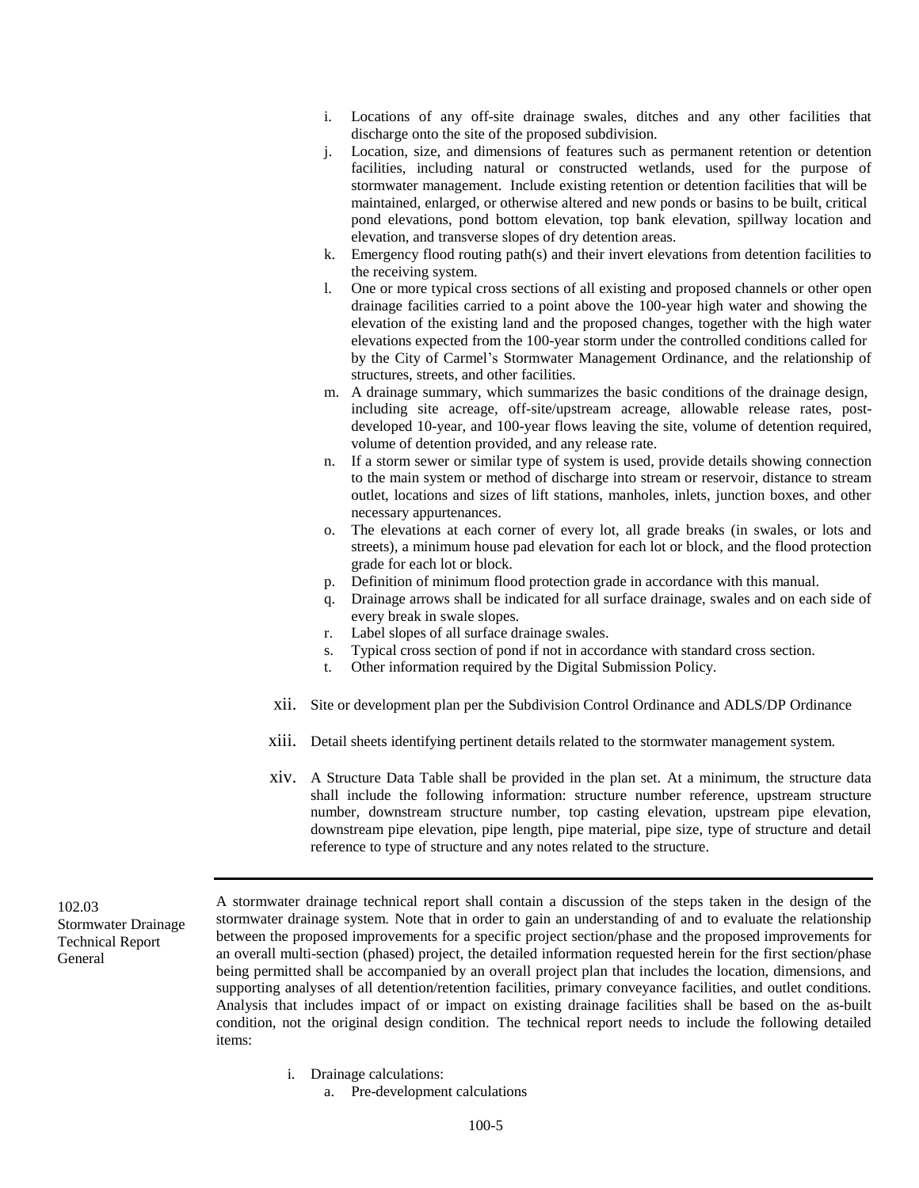i. Locations of any off-site drainage swales, ditches and any other facilities that discharge onto the site of the proposed subdivision.
j. Location, size, and dimensions of features such as permanent retention or detention facilities, including natural or constructed wetlands, used for the purpose of stormwater management. Include existing retention or detention facilities that will be maintained, enlarged, or otherwise altered and new ponds or basins to be built, critical pond elevations, pond bottom elevation, top bank elevation, spillway location and elevation, and transverse slopes of dry detention areas.
k. Emergency flood routing path(s) and their invert elevations from detention facilities to the receiving system.
l. One or more typical cross sections of all existing and proposed channels or other open drainage facilities carried to a point above the 100-year high water and showing the elevation of the existing land and the proposed changes, together with the high water elevations expected from the 100-year storm under the controlled conditions called for by the City of Carmel's Stormwater Management Ordinance, and the relationship of structures, streets, and other facilities.
m. A drainage summary, which summarizes the basic conditions of the drainage design, including site acreage, off-site/upstream acreage, allowable release rates, post-developed 10-year, and 100-year flows leaving the site, volume of detention required, volume of detention provided, and any release rate.
n. If a storm sewer or similar type of system is used, provide details showing connection to the main system or method of discharge into stream or reservoir, distance to stream outlet, locations and sizes of lift stations, manholes, inlets, junction boxes, and other necessary appurtenances.
o. The elevations at each corner of every lot, all grade breaks (in swales, or lots and streets), a minimum house pad elevation for each lot or block, and the flood protection grade for each lot or block.
p. Definition of minimum flood protection grade in accordance with this manual.
q. Drainage arrows shall be indicated for all surface drainage, swales and on each side of every break in swale slopes.
r. Label slopes of all surface drainage swales.
s. Typical cross section of pond if not in accordance with standard cross section.
t. Other information required by the Digital Submission Policy.

xii. Site or development plan per the Subdivision Control Ordinance and ADLS/DP Ordinance

xiii. Detail sheets identifying pertinent details related to the stormwater management system.

xiv. A Structure Data Table shall be provided in the plan set. At a minimum, the structure data shall include the following information: structure number reference, upstream structure number, downstream structure number, top casting elevation, upstream pipe elevation, downstream pipe elevation, pipe length, pipe material, pipe size, type of structure and detail reference to type of structure and any notes related to the structure.

---

**102.03 Stormwater Drainage Technical Report General**

A stormwater drainage technical report shall contain a discussion of the steps taken in the design of the stormwater drainage system. Note that in order to gain an understanding of and to evaluate the relationship between the proposed improvements for a specific project section/phase and the proposed improvements for an overall multi-section (phased) project, the detailed information requested herein for the first section/phase being permitted shall be accompanied by an overall project plan that includes the location, dimensions, and supporting analyses of all detention/retention facilities, primary conveyance facilities, and outlet conditions. Analysis that includes impact of or impact on existing drainage facilities shall be based on the as-built condition, not the original design condition. The technical report needs to include the following detailed items:

i. Drainage calculations:
   a. Pre-development calculations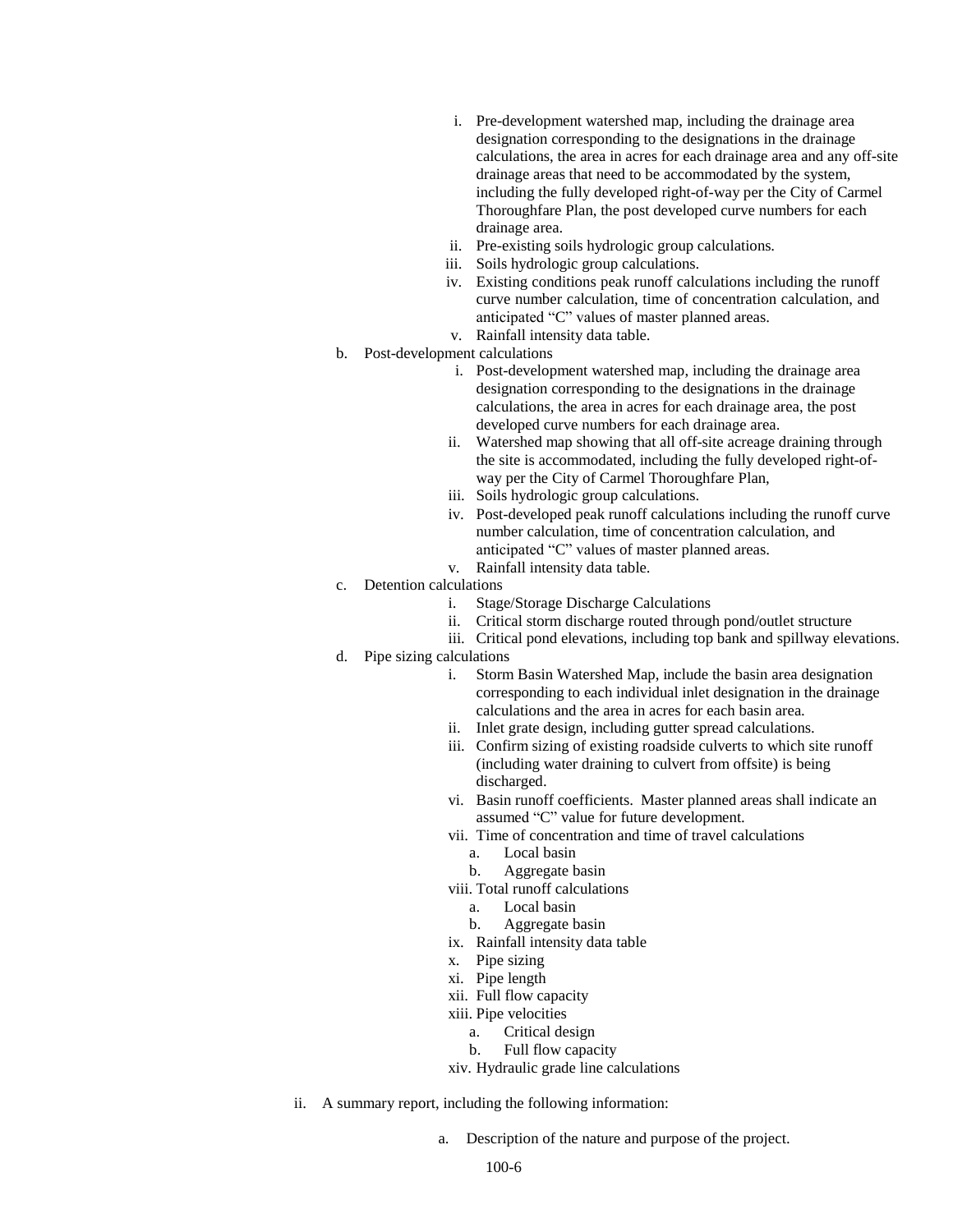i. Pre-development watershed map, including the drainage area designation corresponding to the designations in the drainage calculations, the area in acres for each drainage area and any off-site drainage areas that need to be accommodated by the system, including the fully developed right-of-way per the City of Carmel Thoroughfare Plan, the post developed curve numbers for each drainage area.
ii. Pre-existing soils hydrologic group calculations.
iii. Soils hydrologic group calculations.
iv. Existing conditions peak runoff calculations including the runoff curve number calculation, time of concentration calculation, and anticipated "C" values of master planned areas.
v. Rainfall intensity data table.

b. Post-development calculations

i. Post-development watershed map, including the drainage area designation corresponding to the designations in the drainage calculations, the area in acres for each drainage area, the post developed curve numbers for each drainage area.
ii. Watershed map showing that all off-site acreage draining through the site is accommodated, including the fully developed right-of-way per the City of Carmel Thoroughfare Plan,
iii. Soils hydrologic group calculations.
iv. Post-developed peak runoff calculations including the runoff curve number calculation, time of concentration calculation, and anticipated "C" values of master planned areas.
v. Rainfall intensity data table.

c. Detention calculations

i. Stage/Storage Discharge Calculations
ii. Critical storm discharge routed through pond/outlet structure
iii. Critical pond elevations, including top bank and spillway elevations.

d. Pipe sizing calculations

i. Storm Basin Watershed Map, include the basin area designation corresponding to each individual inlet designation in the drainage calculations and the area in acres for each basin area.
ii. Inlet grate design, including gutter spread calculations.
iii. Confirm sizing of existing roadside culverts to which site runoff (including water draining to culvert from offsite) is being discharged.
vi. Basin runoff coefficients. Master planned areas shall indicate an assumed "C" value for future development.
vii. Time of concentration and time of travel calculations
   a. Local basin
   b. Aggregate basin
viii. Total runoff calculations
   a. Local basin
   b. Aggregate basin
ix. Rainfall intensity data table
x. Pipe sizing
xi. Pipe length
xii. Full flow capacity
xiii. Pipe velocities
   a. Critical design
   b. Full flow capacity
xiv. Hydraulic grade line calculations

ii. A summary report, including the following information:

a. Description of the nature and purpose of the project.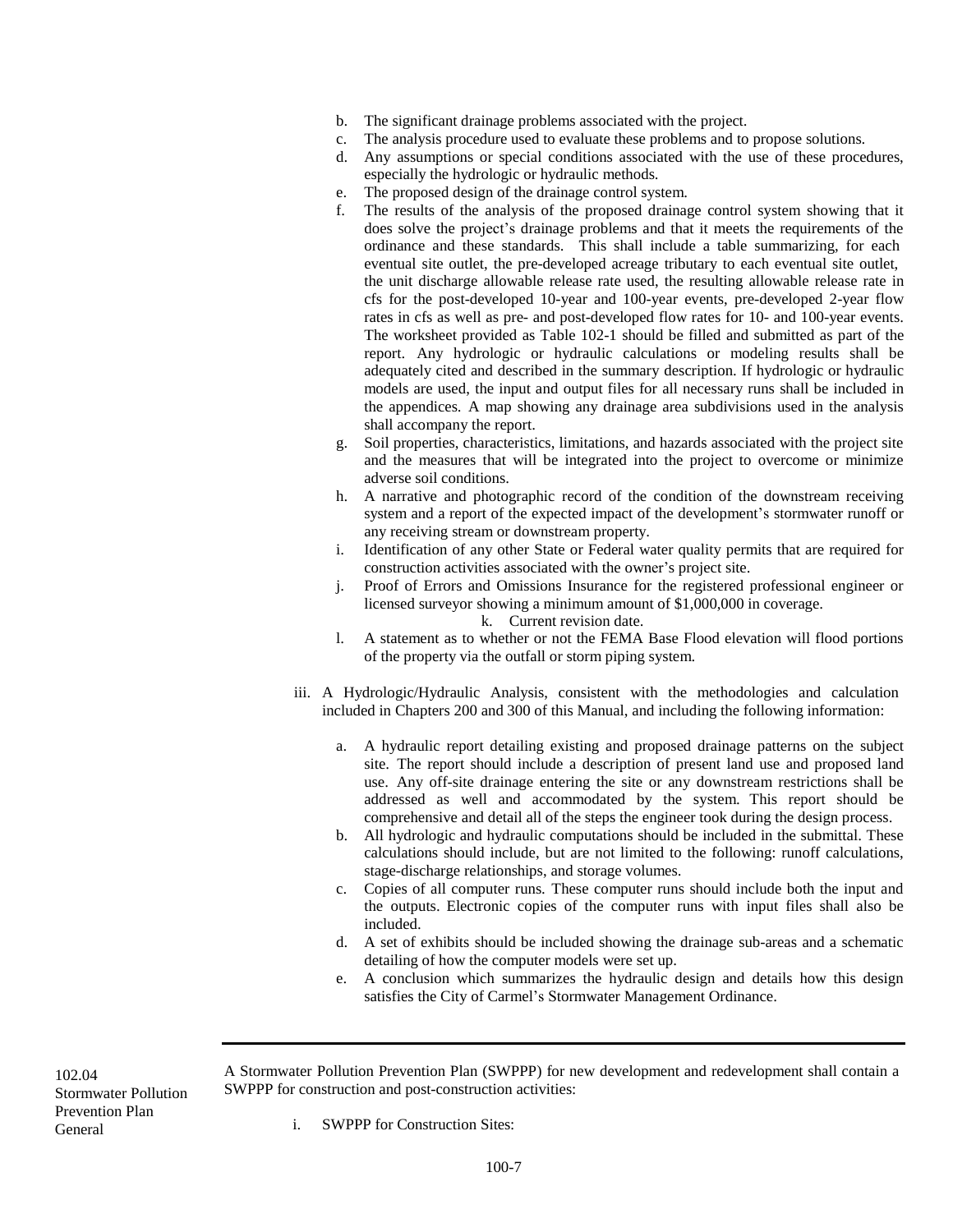b. The significant drainage problems associated with the project.
c. The analysis procedure used to evaluate these problems and to propose solutions.
d. Any assumptions or special conditions associated with the use of these procedures, especially the hydrologic or hydraulic methods.
e. The proposed design of the drainage control system.
f. The results of the analysis of the proposed drainage control system showing that it does solve the project's drainage problems and that it meets the requirements of the ordinance and these standards. This shall include a table summarizing, for each eventual site outlet, the pre-developed acreage tributary to each eventual site outlet, the unit discharge allowable release rate used, the resulting allowable release rate in cfs for the post-developed 10-year and 100-year events, pre-developed 2-year flow rates in cfs as well as pre- and post-developed flow rates for 10- and 100-year events. The worksheet provided as Table 102-1 should be filled and submitted as part of the report. Any hydrologic or hydraulic calculations or modeling results shall be adequately cited and described in the summary description. If hydrologic or hydraulic models are used, the input and output files for all necessary runs shall be included in the appendices. A map showing any drainage area subdivisions used in the analysis shall accompany the report.
g. Soil properties, characteristics, limitations, and hazards associated with the project site and the measures that will be integrated into the project to overcome or minimize adverse soil conditions.
h. A narrative and photographic record of the condition of the downstream receiving system and a report of the expected impact of the development's stormwater runoff or any receiving stream or downstream property.
i. Identification of any other State or Federal water quality permits that are required for construction activities associated with the owner's project site.
j. Proof of Errors and Omissions Insurance for the registered professional engineer or licensed surveyor showing a minimum amount of $1,000,000 in coverage.
k. Current revision date.
l. A statement as to whether or not the FEMA Base Flood elevation will flood portions of the property via the outfall or storm piping system.

iii. A Hydrologic/Hydraulic Analysis, consistent with the methodologies and calculation included in Chapters 200 and 300 of this Manual, and including the following information:

a. A hydraulic report detailing existing and proposed drainage patterns on the subject site. The report should include a description of present land use and proposed land use. Any off-site drainage entering the site or any downstream restrictions shall be addressed as well and accommodated by the system. This report should be comprehensive and detail all of the steps the engineer took during the design process.
b. All hydrologic and hydraulic computations should be included in the submittal. These calculations should include, but are not limited to the following: runoff calculations, stage-discharge relationships, and storage volumes.
c. Copies of all computer runs. These computer runs should include both the input and the outputs. Electronic copies of the computer runs with input files shall also be included.
d. A set of exhibits should be included showing the drainage sub-areas and a schematic detailing of how the computer models were set up.
e. A conclusion which summarizes the hydraulic design and details how this design satisfies the City of Carmel's Stormwater Management Ordinance.

---

**102.04 Stormwater Pollution Prevention Plan General**

A Stormwater Pollution Prevention Plan (SWPPP) for new development and redevelopment shall contain a SWPPP for construction and post-construction activities:

i. SWPPP for Construction Sites: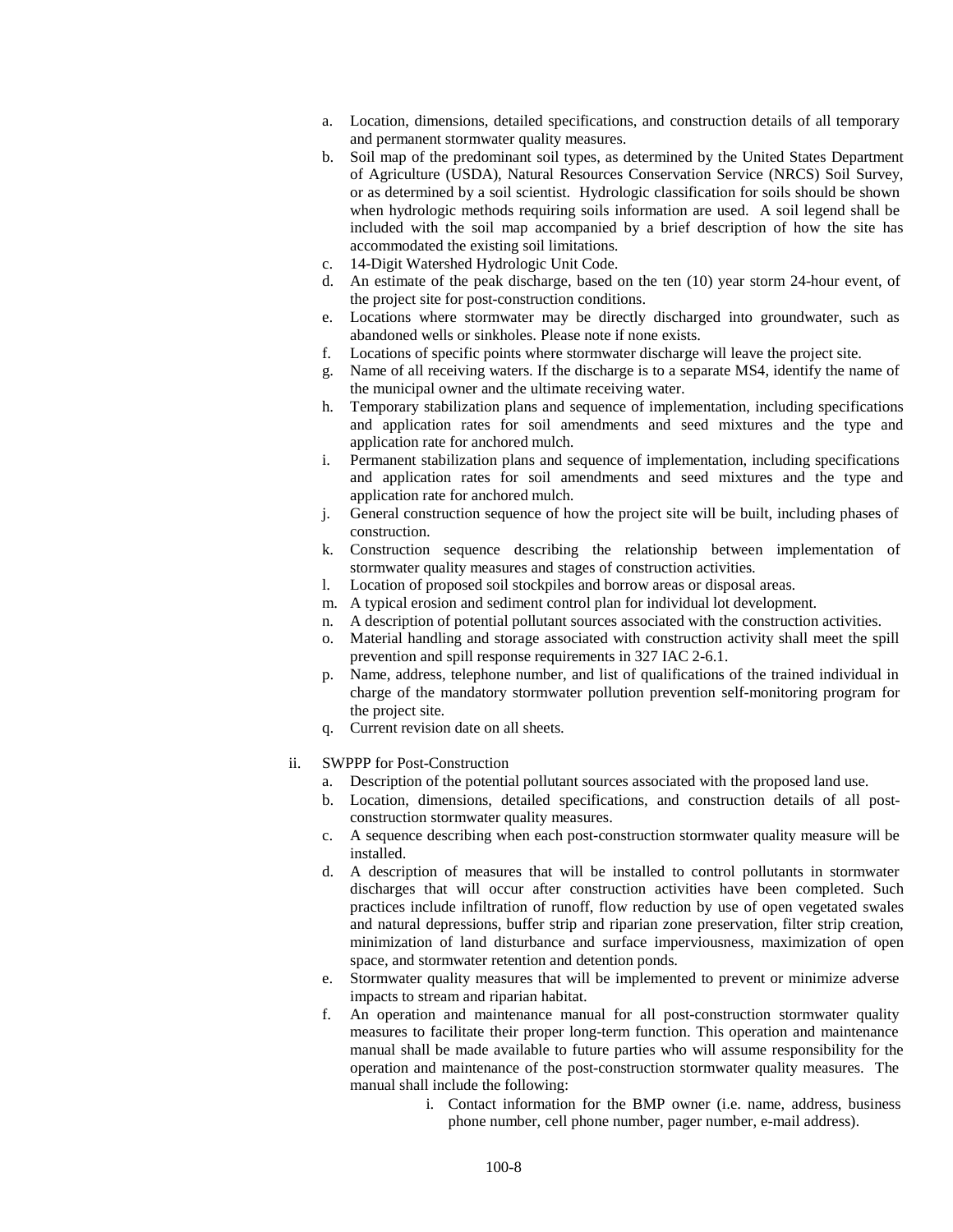a. Location, dimensions, detailed specifications, and construction details of all temporary and permanent stormwater quality measures.
b. Soil map of the predominant soil types, as determined by the United States Department of Agriculture (USDA), Natural Resources Conservation Service (NRCS) Soil Survey, or as determined by a soil scientist. Hydrologic classification for soils should be shown when hydrologic methods requiring soils information are used. A soil legend shall be included with the soil map accompanied by a brief description of how the site has accommodated the existing soil limitations.
c. 14-Digit Watershed Hydrologic Unit Code.
d. An estimate of the peak discharge, based on the ten (10) year storm 24-hour event, of the project site for post-construction conditions.
e. Locations where stormwater may be directly discharged into groundwater, such as abandoned wells or sinkholes. Please note if none exists.
f. Locations of specific points where stormwater discharge will leave the project site.
g. Name of all receiving waters. If the discharge is to a separate MS4, identify the name of the municipal owner and the ultimate receiving water.
h. Temporary stabilization plans and sequence of implementation, including specifications and application rates for soil amendments and seed mixtures and the type and application rate for anchored mulch.
i. Permanent stabilization plans and sequence of implementation, including specifications and application rates for soil amendments and seed mixtures and the type and application rate for anchored mulch.
j. General construction sequence of how the project site will be built, including phases of construction.
k. Construction sequence describing the relationship between implementation of stormwater quality measures and stages of construction activities.
l. Location of proposed soil stockpiles and borrow areas or disposal areas.
m. A typical erosion and sediment control plan for individual lot development.
n. A description of potential pollutant sources associated with the construction activities.
o. Material handling and storage associated with construction activity shall meet the spill prevention and spill response requirements in 327 IAC 2-6.1.
p. Name, address, telephone number, and list of qualifications of the trained individual in charge of the mandatory stormwater pollution prevention self-monitoring program for the project site.
q. Current revision date on all sheets.

ii. SWPPP for Post-Construction

a. Description of the potential pollutant sources associated with the proposed land use.
b. Location, dimensions, detailed specifications, and construction details of all post-construction stormwater quality measures.
c. A sequence describing when each post-construction stormwater quality measure will be installed.
d. A description of measures that will be installed to control pollutants in stormwater discharges that will occur after construction activities have been completed. Such practices include infiltration of runoff, flow reduction by use of open vegetated swales and natural depressions, buffer strip and riparian zone preservation, filter strip creation, minimization of land disturbance and surface imperviousness, maximization of open space, and stormwater retention and detention ponds.
e. Stormwater quality measures that will be implemented to prevent or minimize adverse impacts to stream and riparian habitat.
f. An operation and maintenance manual for all post-construction stormwater quality measures to facilitate their proper long-term function. This operation and maintenance manual shall be made available to future parties who will assume responsibility for the operation and maintenance of the post-construction stormwater quality measures. The manual shall include the following:
    i. Contact information for the BMP owner (i.e. name, address, business phone number, cell phone number, pager number, e-mail address).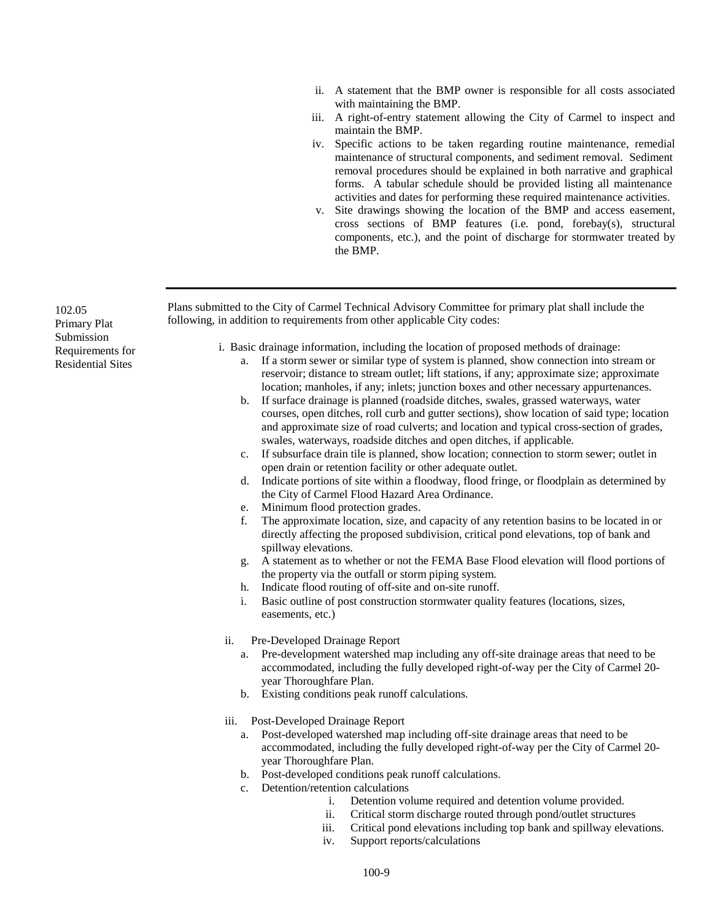ii. A statement that the BMP owner is responsible for all costs associated with maintaining the BMP.
iii. A right-of-entry statement allowing the City of Carmel to inspect and maintain the BMP.
iv. Specific actions to be taken regarding routine maintenance, remedial maintenance of structural components, and sediment removal. Sediment removal procedures should be explained in both narrative and graphical forms. A tabular schedule should be provided listing all maintenance activities and dates for performing these required maintenance activities.
v. Site drawings showing the location of the BMP and access easement, cross sections of BMP features (i.e. pond, forebay(s), structural components, etc.), and the point of discharge for stormwater treated by the BMP.

---

**102.05 Primary Plat Submission Requirements for Residential Sites**

Plans submitted to the City of Carmel Technical Advisory Committee for primary plat shall include the following, in addition to requirements from other applicable City codes:

i. Basic drainage information, including the location of proposed methods of drainage:
   a. If a storm sewer or similar type of system is planned, show connection into stream or reservoir; distance to stream outlet; lift stations, if any; approximate size; approximate location; manholes, if any; inlets; junction boxes and other necessary appurtenances.
   b. If surface drainage is planned (roadside ditches, swales, grassed waterways, water courses, open ditches, roll curb and gutter sections), show location of said type; location and approximate size of road culverts; and location and typical cross-section of grades, swales, waterways, roadside ditches and open ditches, if applicable.
   c. If subsurface drain tile is planned, show location; connection to storm sewer; outlet in open drain or retention facility or other adequate outlet.
   d. Indicate portions of site within a floodway, flood fringe, or floodplain as determined by the City of Carmel Flood Hazard Area Ordinance.
   e. Minimum flood protection grades.
   f. The approximate location, size, and capacity of any retention basins to be located in or directly affecting the proposed subdivision, critical pond elevations, top of bank and spillway elevations.
   g. A statement as to whether or not the FEMA Base Flood elevation will flood portions of the property via the outfall or storm piping system.
   h. Indicate flood routing of off-site and on-site runoff.
   i. Basic outline of post construction stormwater quality features (locations, sizes, easements, etc.)

ii. Pre-Developed Drainage Report
   a. Pre-development watershed map including any off-site drainage areas that need to be accommodated, including the fully developed right-of-way per the City of Carmel 20-year Thoroughfare Plan.
   b. Existing conditions peak runoff calculations.

iii. Post-Developed Drainage Report
   a. Post-developed watershed map including off-site drainage areas that need to be accommodated, including the fully developed right-of-way per the City of Carmel 20-year Thoroughfare Plan.
   b. Post-developed conditions peak runoff calculations.
   c. Detention/retention calculations
      i. Detention volume required and detention volume provided.
      ii. Critical storm discharge routed through pond/outlet structures
      iii. Critical pond elevations including top bank and spillway elevations.
      iv. Support reports/calculations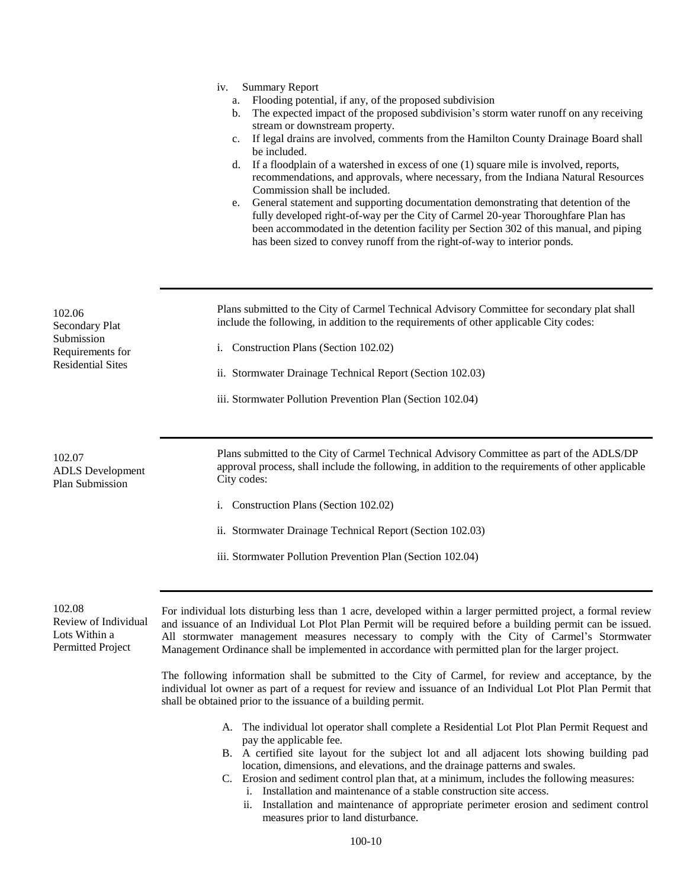iv. Summary Report

a. Flooding potential, if any, of the proposed subdivision
b. The expected impact of the proposed subdivision's storm water runoff on any receiving stream or downstream property.
c. If legal drains are involved, comments from the Hamilton County Drainage Board shall be included.
d. If a floodplain of a watershed in excess of one (1) square mile is involved, reports, recommendations, and approvals, where necessary, from the Indiana Natural Resources Commission shall be included.
e. General statement and supporting documentation demonstrating that detention of the fully developed right-of-way per the City of Carmel 20-year Thoroughfare Plan has been accommodated in the detention facility per Section 302 of this manual, and piping has been sized to convey runoff from the right-of-way to interior ponds.

---

### 102.06 Secondary Plat Submission Requirements for Residential Sites

Plans submitted to the City of Carmel Technical Advisory Committee for secondary plat shall include the following, in addition to the requirements of other applicable City codes:

i. Construction Plans (Section 102.02)

ii. Stormwater Drainage Technical Report (Section 102.03)

iii. Stormwater Pollution Prevention Plan (Section 102.04)

---

### 102.07 ADLS Development Plan Submission

Plans submitted to the City of Carmel Technical Advisory Committee as part of the ADLS/DP approval process, shall include the following, in addition to the requirements of other applicable City codes:

i. Construction Plans (Section 102.02)

ii. Stormwater Drainage Technical Report (Section 102.03)

iii. Stormwater Pollution Prevention Plan (Section 102.04)

---

### 102.08 Review of Individual Lots Within a Permitted Project

For individual lots disturbing less than 1 acre, developed within a larger permitted project, a formal review and issuance of an Individual Lot Plot Plan Permit will be required before a building permit can be issued. All stormwater management measures necessary to comply with the City of Carmel's Stormwater Management Ordinance shall be implemented in accordance with permitted plan for the larger project.

The following information shall be submitted to the City of Carmel, for review and acceptance, by the individual lot owner as part of a request for review and issuance of an Individual Lot Plot Plan Permit that shall be obtained prior to the issuance of a building permit.

A. The individual lot operator shall complete a Residential Lot Plot Plan Permit Request and pay the applicable fee.
B. A certified site layout for the subject lot and all adjacent lots showing building pad location, dimensions, and elevations, and the drainage patterns and swales.
C. Erosion and sediment control plan that, at a minimum, includes the following measures:
   i. Installation and maintenance of a stable construction site access.
   ii. Installation and maintenance of appropriate perimeter erosion and sediment control measures prior to land disturbance.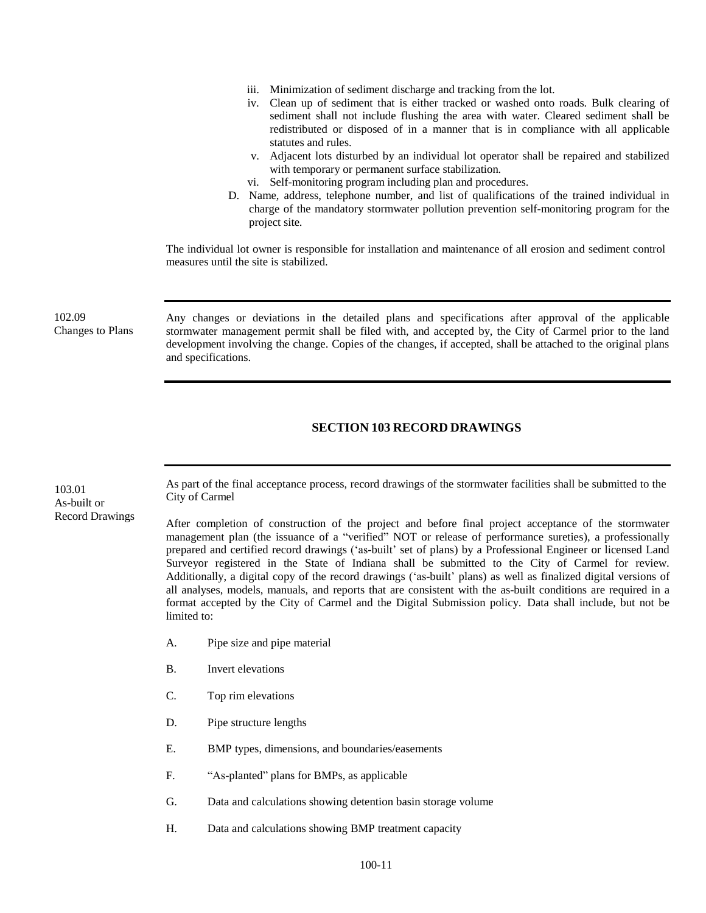iii. Minimization of sediment discharge and tracking from the lot.
iv. Clean up of sediment that is either tracked or washed onto roads. Bulk clearing of sediment shall not include flushing the area with water. Cleared sediment shall be redistributed or disposed of in a manner that is in compliance with all applicable statutes and rules.
v. Adjacent lots disturbed by an individual lot operator shall be repaired and stabilized with temporary or permanent surface stabilization.
vi. Self-monitoring program including plan and procedures.

D. Name, address, telephone number, and list of qualifications of the trained individual in charge of the mandatory stormwater pollution prevention self-monitoring program for the project site.

The individual lot owner is responsible for installation and maintenance of all erosion and sediment control measures until the site is stabilized.

---

**102.09 Changes to Plans**

Any changes or deviations in the detailed plans and specifications after approval of the applicable stormwater management permit shall be filed with, and accepted by, the City of Carmel prior to the land development involving the change. Copies of the changes, if accepted, shall be attached to the original plans and specifications.

---

## SECTION 103 RECORD DRAWINGS

---

**103.01 As-built or Record Drawings**

As part of the final acceptance process, record drawings of the stormwater facilities shall be submitted to the City of Carmel

After completion of construction of the project and before final project acceptance of the stormwater management plan (the issuance of a "verified" NOT or release of performance sureties), a professionally prepared and certified record drawings ('as-built' set of plans) by a Professional Engineer or licensed Land Surveyor registered in the State of Indiana shall be submitted to the City of Carmel for review. Additionally, a digital copy of the record drawings ('as-built' plans) as well as finalized digital versions of all analyses, models, manuals, and reports that are consistent with the as-built conditions are required in a format accepted by the City of Carmel and the Digital Submission policy. Data shall include, but not be limited to:

A. Pipe size and pipe material

B. Invert elevations

C. Top rim elevations

D. Pipe structure lengths

E. BMP types, dimensions, and boundaries/easements

F. "As-planted" plans for BMPs, as applicable

G. Data and calculations showing detention basin storage volume

H. Data and calculations showing BMP treatment capacity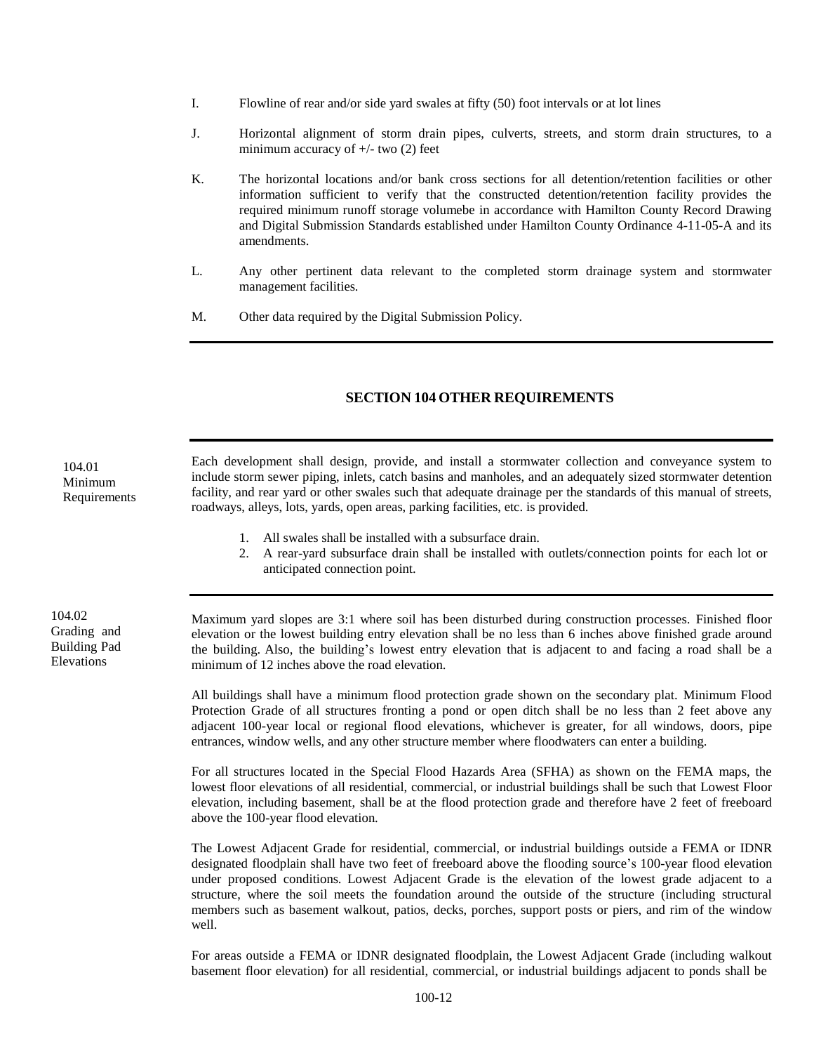I. Flowline of rear and/or side yard swales at fifty (50) foot intervals or at lot lines

J. Horizontal alignment of storm drain pipes, culverts, streets, and storm drain structures, to a minimum accuracy of +/- two (2) feet

K. The horizontal locations and/or bank cross sections for all detention/retention facilities or other information sufficient to verify that the constructed detention/retention facility provides the required minimum runoff storage volumebe in accordance with Hamilton County Record Drawing and Digital Submission Standards established under Hamilton County Ordinance 4-11-05-A and its amendments.

L. Any other pertinent data relevant to the completed storm drainage system and stormwater management facilities.

M. Other data required by the Digital Submission Policy.

## SECTION 104 OTHER REQUIREMENTS

**104.01 Minimum Requirements**

Each development shall design, provide, and install a stormwater collection and conveyance system to include storm sewer piping, inlets, catch basins and manholes, and an adequately sized stormwater detention facility, and rear yard or other swales such that adequate drainage per the standards of this manual of streets, roadways, alleys, lots, yards, open areas, parking facilities, etc. is provided.

1. All swales shall be installed with a subsurface drain.
2. A rear-yard subsurface drain shall be installed with outlets/connection points for each lot or anticipated connection point.

**104.02 Grading and Building Pad Elevations**

Maximum yard slopes are 3:1 where soil has been disturbed during construction processes. Finished floor elevation or the lowest building entry elevation shall be no less than 6 inches above finished grade around the building. Also, the building's lowest entry elevation that is adjacent to and facing a road shall be a minimum of 12 inches above the road elevation.

All buildings shall have a minimum flood protection grade shown on the secondary plat. Minimum Flood Protection Grade of all structures fronting a pond or open ditch shall be no less than 2 feet above any adjacent 100-year local or regional flood elevations, whichever is greater, for all windows, doors, pipe entrances, window wells, and any other structure member where floodwaters can enter a building.

For all structures located in the Special Flood Hazards Area (SFHA) as shown on the FEMA maps, the lowest floor elevations of all residential, commercial, or industrial buildings shall be such that Lowest Floor elevation, including basement, shall be at the flood protection grade and therefore have 2 feet of freeboard above the 100-year flood elevation.

The Lowest Adjacent Grade for residential, commercial, or industrial buildings outside a FEMA or IDNR designated floodplain shall have two feet of freeboard above the flooding source's 100-year flood elevation under proposed conditions. Lowest Adjacent Grade is the elevation of the lowest grade adjacent to a structure, where the soil meets the foundation around the outside of the structure (including structural members such as basement walkout, patios, decks, porches, support posts or piers, and rim of the window well.

For areas outside a FEMA or IDNR designated floodplain, the Lowest Adjacent Grade (including walkout basement floor elevation) for all residential, commercial, or industrial buildings adjacent to ponds shall be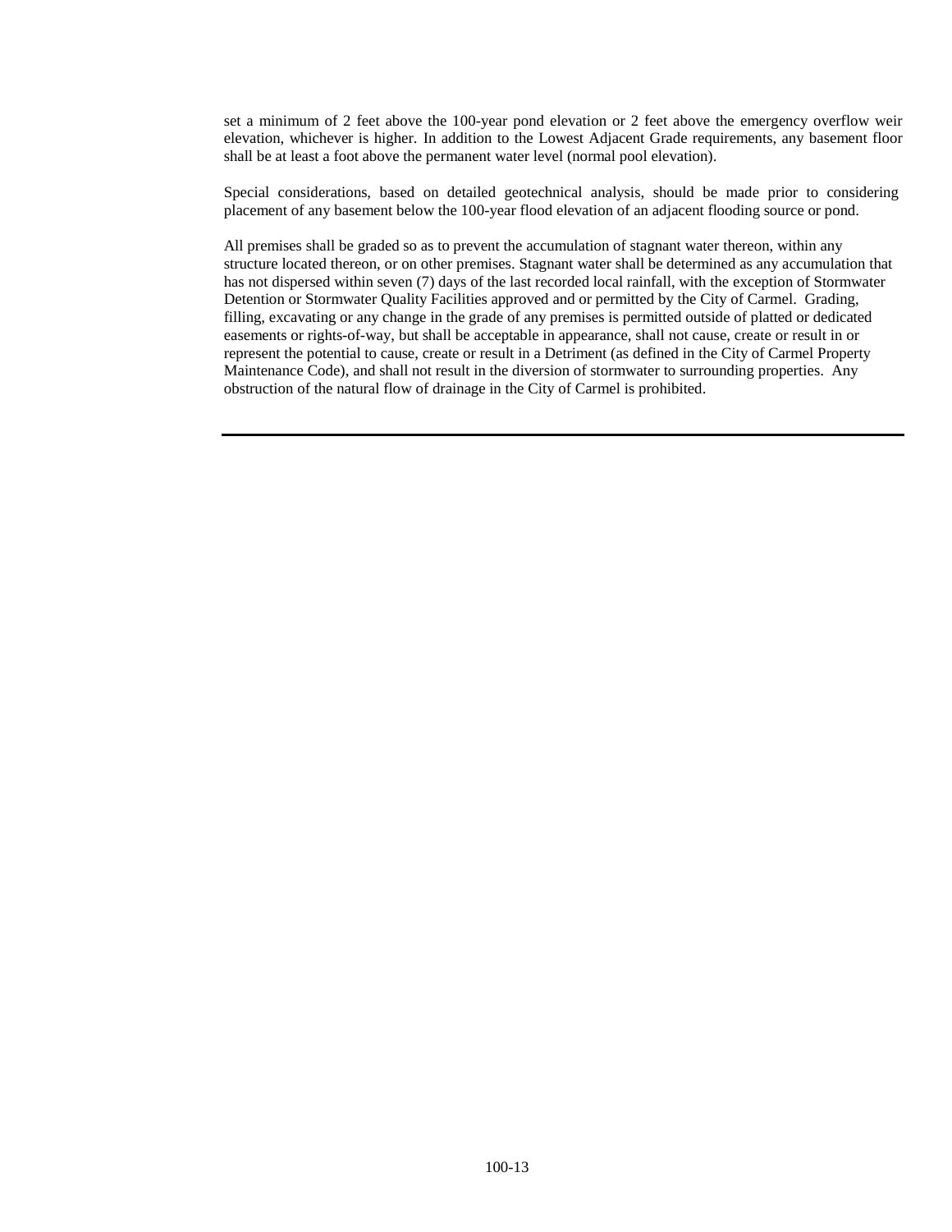set a minimum of 2 feet above the 100-year pond elevation or 2 feet above the emergency overflow weir elevation, whichever is higher. In addition to the Lowest Adjacent Grade requirements, any basement floor shall be at least a foot above the permanent water level (normal pool elevation).

Special considerations, based on detailed geotechnical analysis, should be made prior to considering placement of any basement below the 100-year flood elevation of an adjacent flooding source or pond.

All premises shall be graded so as to prevent the accumulation of stagnant water thereon, within any structure located thereon, or on other premises. Stagnant water shall be determined as any accumulation that has not dispersed within seven (7) days of the last recorded local rainfall, with the exception of Stormwater Detention or Stormwater Quality Facilities approved and or permitted by the City of Carmel. Grading, filling, excavating or any change in the grade of any premises is permitted outside of platted or dedicated easements or rights-of-way, but shall be acceptable in appearance, shall not cause, create or result in or represent the potential to cause, create or result in a Detriment (as defined in the City of Carmel Property Maintenance Code), and shall not result in the diversion of stormwater to surrounding properties. Any obstruction of the natural flow of drainage in the City of Carmel is prohibited.

---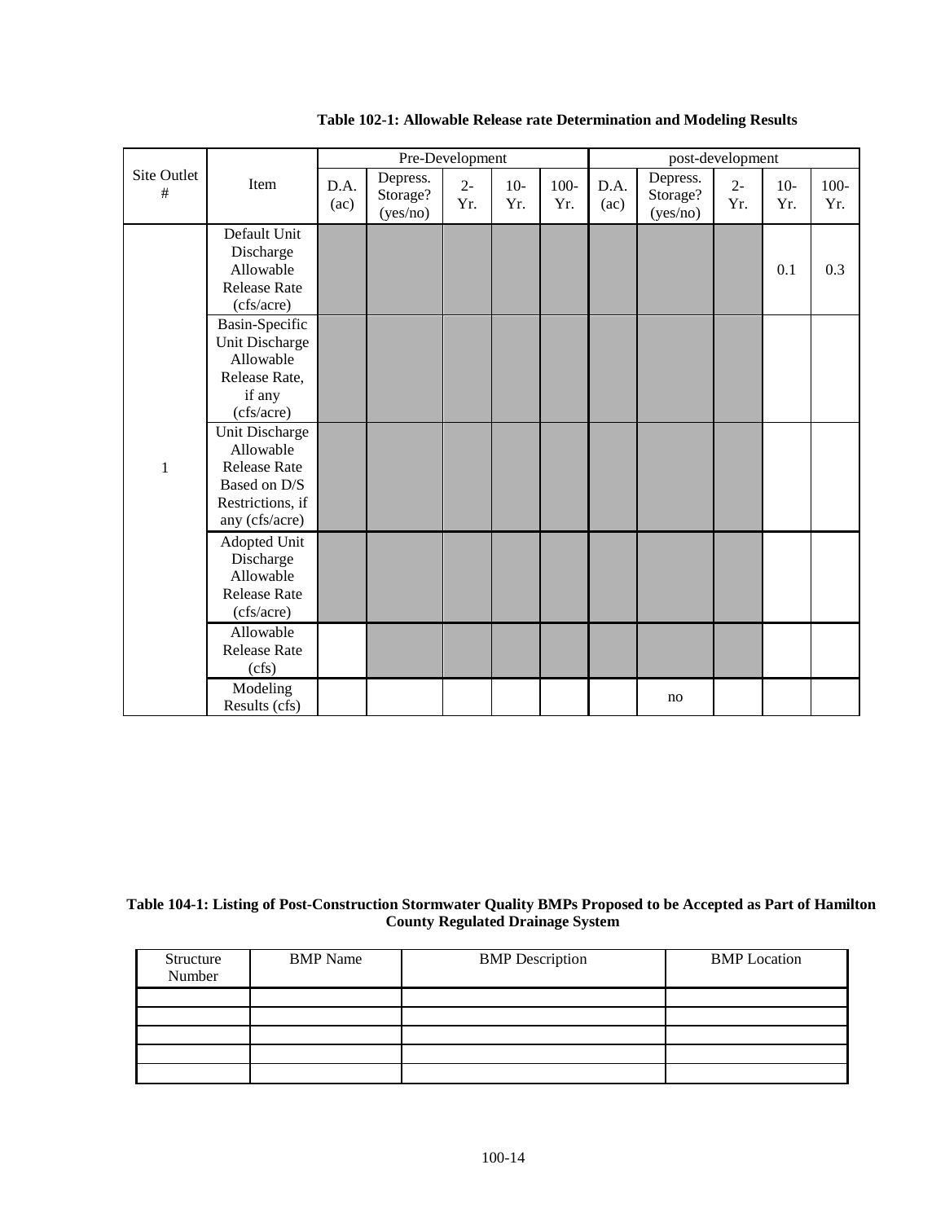**Table 102-1: Allowable Release rate Determination and Modeling Results**

| Site Outlet # | Item | Pre-Development | | | | | post-development | | | | |
|---|---|---|---|---|---|---|---|---|---|---|---|
| | | D.A. (ac) | Depress. Storage? (yes/no) | 2-Yr. | 10-Yr. | 100-Yr. | D.A. (ac) | Depress. Storage? (yes/no) | 2-Yr. | 10-Yr. | 100-Yr. |
| 1 | Default Unit Discharge Allowable Release Rate (cfs/acre) | | | | | | | | | 0.1 | 0.3 |
| | Basin-Specific Unit Discharge Allowable Release Rate, if any (cfs/acre) | | | | | | | | | | |
| | Unit Discharge Allowable Release Rate Based on D/S Restrictions, if any (cfs/acre) | | | | | | | | | | |
| | Adopted Unit Discharge Allowable Release Rate (cfs/acre) | | | | | | | | | | |
| | Allowable Release Rate (cfs) | | | | | | | | | | |
| | Modeling Results (cfs) | | | | | | | no | | | |

**Table 104-1: Listing of Post-Construction Stormwater Quality BMPs Proposed to be Accepted as Part of Hamilton County Regulated Drainage System**

| Structure Number | BMP Name | BMP Description | BMP Location |
|---|---|---|---|
| | | | |
| | | | |
| | | | |
| | | | |
| | | | |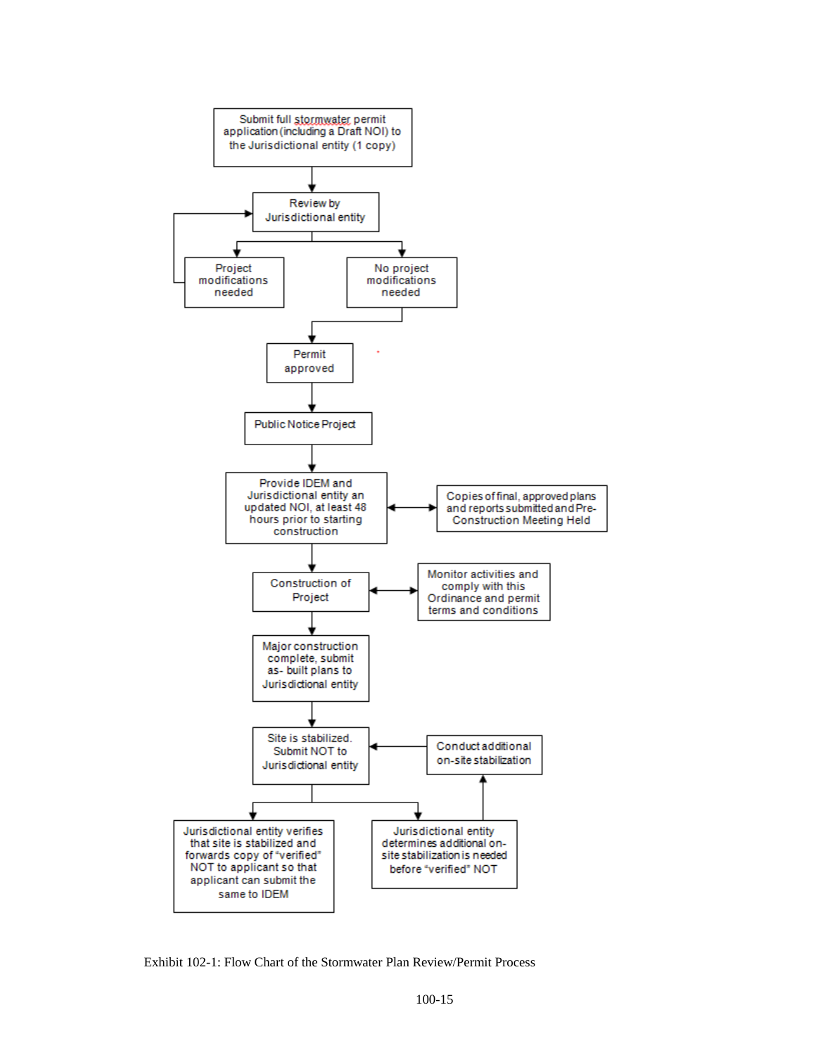Submit full stormwater permit application (including a Draft NOI) to the Jurisdictional entity (1 copy)

Review by Jurisdictional entity

Project modifications needed

No project modifications needed

Permit approved

Public Notice Project

Provide IDEM and Jurisdictional entity an updated NOI, at least 48 hours prior to starting construction

Copies of final, approved plans and reports submitted and Pre-Construction Meeting Held

Construction of Project

Monitor activities and comply with this Ordinance and permit terms and conditions

Major construction complete, submit as- built plans to Jurisdictional entity

Site is stabilized. Submit NOT to Jurisdictional entity

Conduct additional on-site stabilization

Jurisdictional entity verifies that site is stabilized and forwards copy of "verified" NOT to applicant so that applicant can submit the same to IDEM

Jurisdictional entity determines additional on-site stabilization is needed before "verified" NOT

Exhibit 102-1: Flow Chart of the Stormwater Plan Review/Permit Process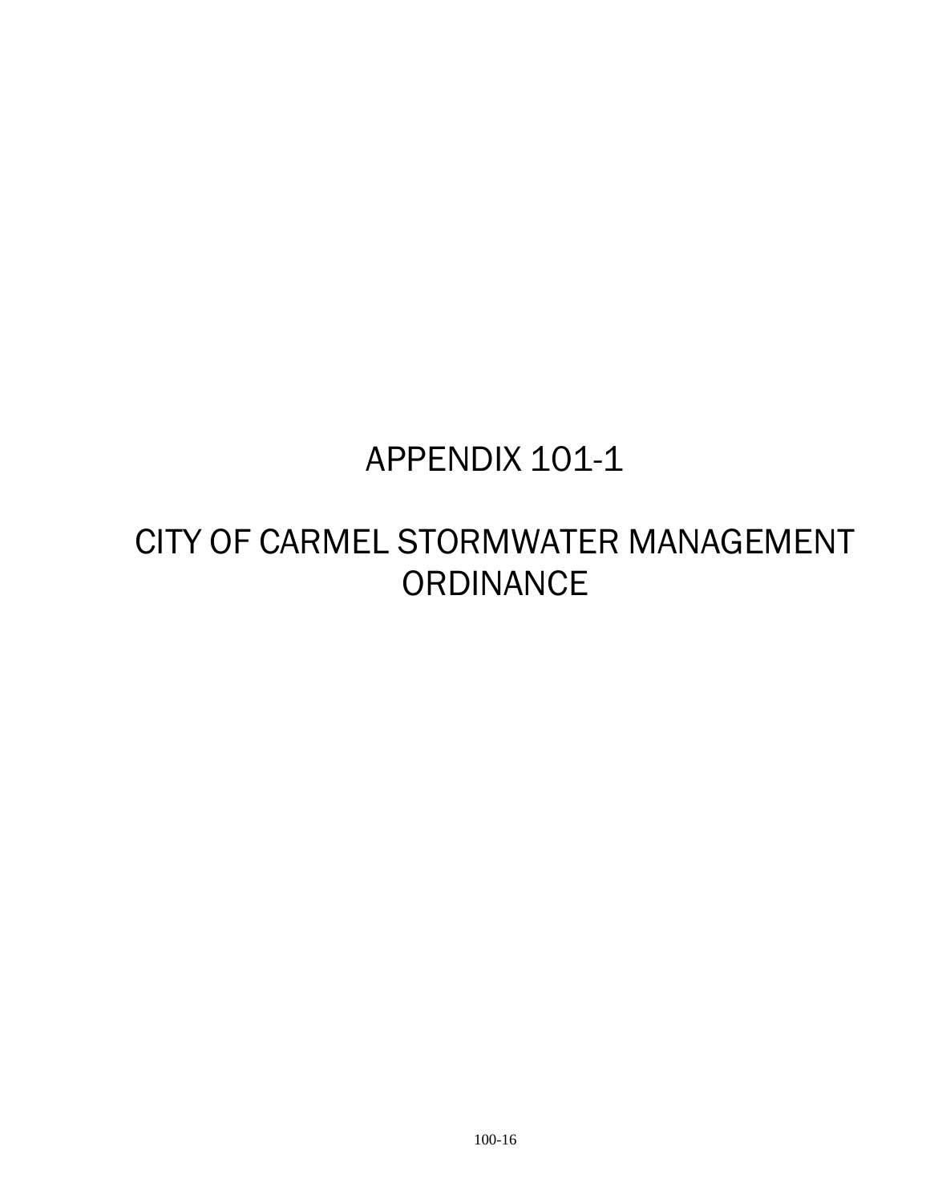# APPENDIX 101-1

# CITY OF CARMEL STORMWATER MANAGEMENT ORDINANCE